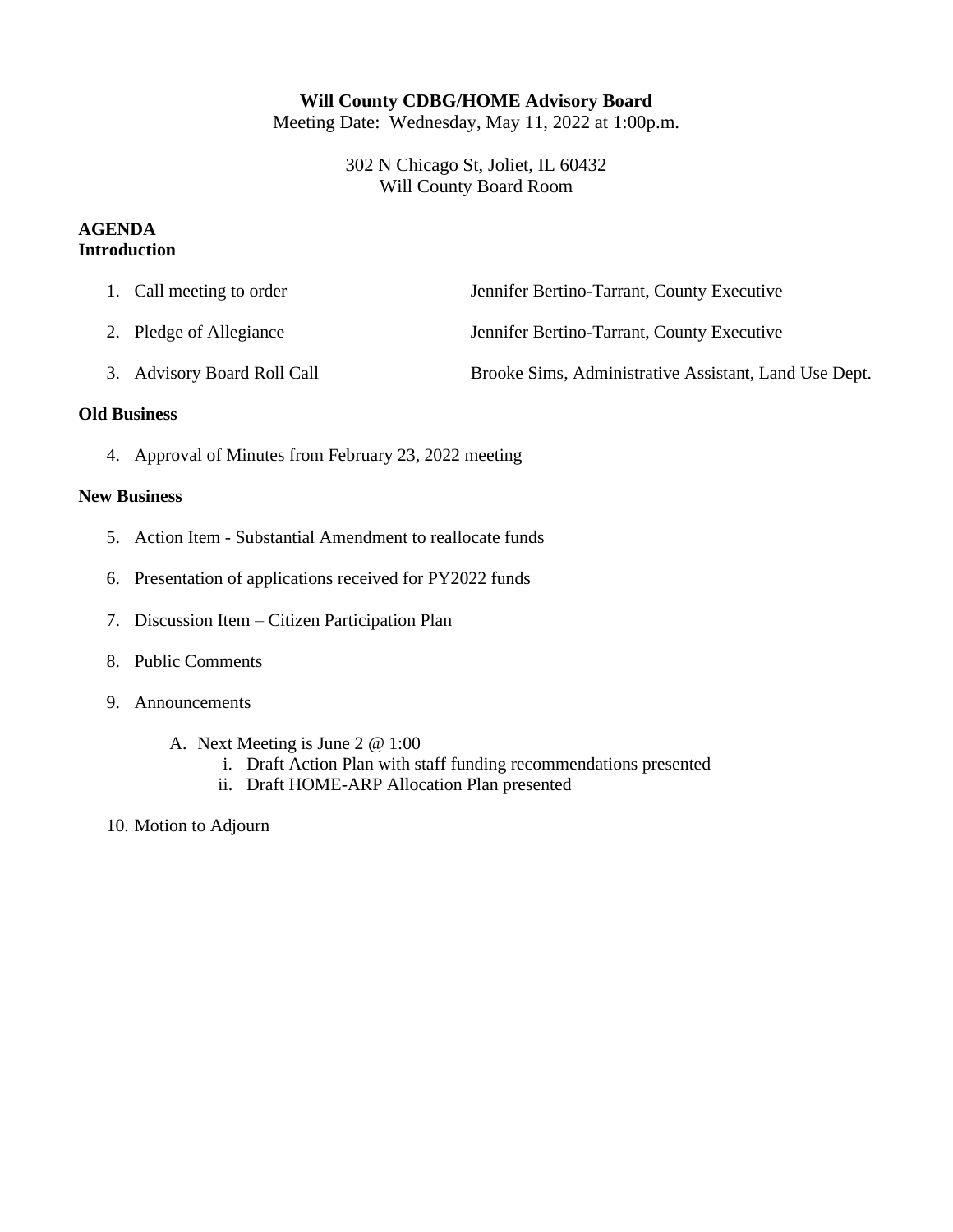**Will County CDBG/HOME Advisory Board**

Meeting Date: Wednesday, May 11, 2022 at 1:00p.m.

302 N Chicago St, Joliet, IL 60432
Will County Board Room

**AGENDA**

**Introduction**

1. Call meeting to order — Jennifer Bertino-Tarrant, County Executive
2. Pledge of Allegiance — Jennifer Bertino-Tarrant, County Executive
3. Advisory Board Roll Call — Brooke Sims, Administrative Assistant, Land Use Dept.

**Old Business**

4. Approval of Minutes from February 23, 2022 meeting

**New Business**

5. Action Item - Substantial Amendment to reallocate funds
6. Presentation of applications received for PY2022 funds
7. Discussion Item – Citizen Participation Plan
8. Public Comments
9. Announcements
   - A. Next Meeting is June 2 @ 1:00
     - i. Draft Action Plan with staff funding recommendations presented
     - ii. Draft HOME-ARP Allocation Plan presented
10. Motion to Adjourn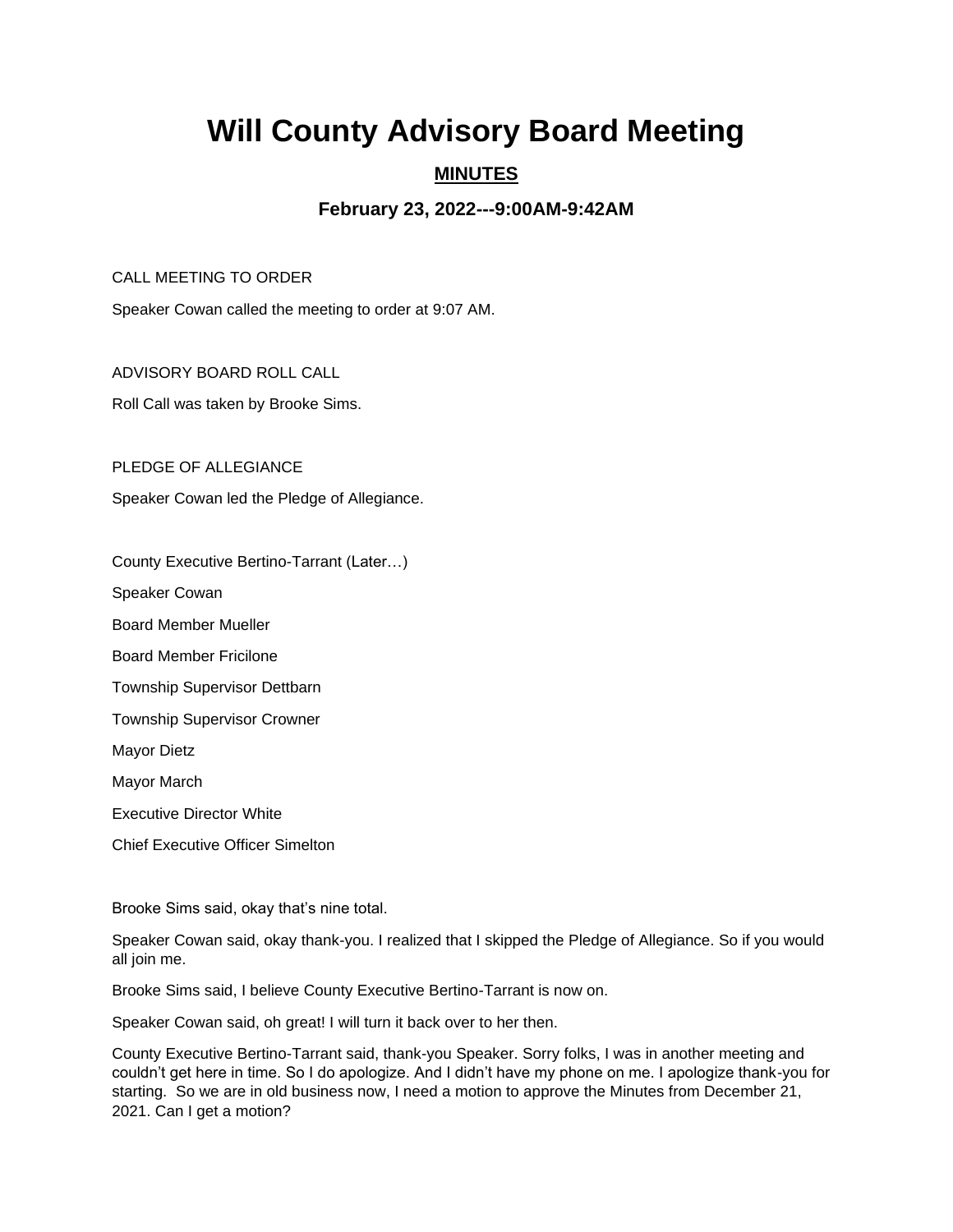# Will County Advisory Board Meeting

## MINUTES

### February 23, 2022---9:00AM-9:42AM

CALL MEETING TO ORDER

Speaker Cowan called the meeting to order at 9:07 AM.

ADVISORY BOARD ROLL CALL

Roll Call was taken by Brooke Sims.

PLEDGE OF ALLEGIANCE

Speaker Cowan led the Pledge of Allegiance.

County Executive Bertino-Tarrant (Later…)

Speaker Cowan

Board Member Mueller

Board Member Fricilone

Township Supervisor Dettbarn

Township Supervisor Crowner

Mayor Dietz

Mayor March

Executive Director White

Chief Executive Officer Simelton

Brooke Sims said, okay that's nine total.

Speaker Cowan said, okay thank-you. I realized that I skipped the Pledge of Allegiance. So if you would all join me.

Brooke Sims said, I believe County Executive Bertino-Tarrant is now on.

Speaker Cowan said, oh great! I will turn it back over to her then.

County Executive Bertino-Tarrant said, thank-you Speaker. Sorry folks, I was in another meeting and couldn't get here in time. So I do apologize. And I didn't have my phone on me. I apologize thank-you for starting. So we are in old business now, I need a motion to approve the Minutes from December 21, 2021. Can I get a motion?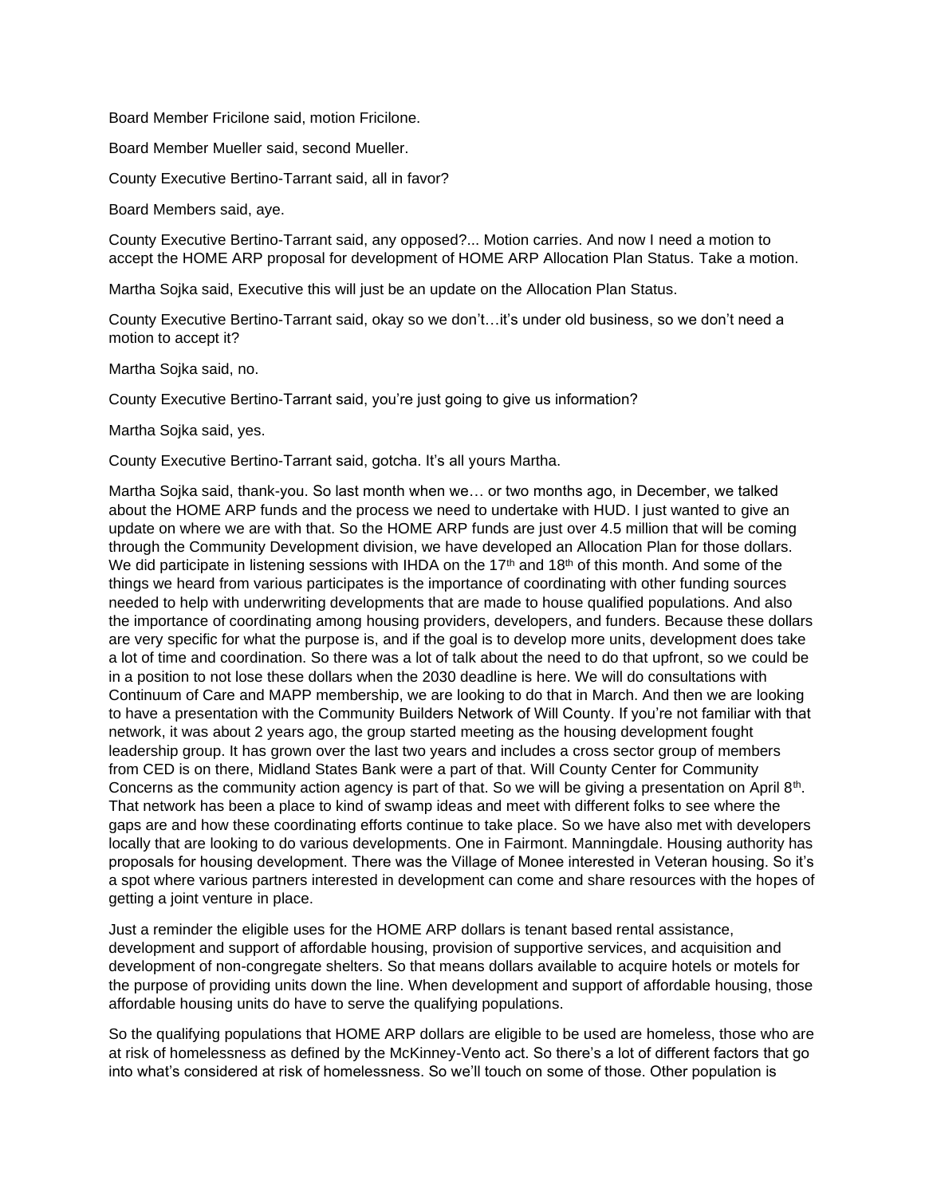Board Member Fricilone said, motion Fricilone.

Board Member Mueller said, second Mueller.

County Executive Bertino-Tarrant said, all in favor?

Board Members said, aye.

County Executive Bertino-Tarrant said, any opposed?... Motion carries. And now I need a motion to accept the HOME ARP proposal for development of HOME ARP Allocation Plan Status. Take a motion.

Martha Sojka said, Executive this will just be an update on the Allocation Plan Status.

County Executive Bertino-Tarrant said, okay so we don't…it's under old business, so we don't need a motion to accept it?

Martha Sojka said, no.

County Executive Bertino-Tarrant said, you're just going to give us information?

Martha Sojka said, yes.

County Executive Bertino-Tarrant said, gotcha. It's all yours Martha.

Martha Sojka said, thank-you. So last month when we… or two months ago, in December, we talked about the HOME ARP funds and the process we need to undertake with HUD. I just wanted to give an update on where we are with that. So the HOME ARP funds are just over 4.5 million that will be coming through the Community Development division, we have developed an Allocation Plan for those dollars. We did participate in listening sessions with IHDA on the 17th and 18th of this month. And some of the things we heard from various participates is the importance of coordinating with other funding sources needed to help with underwriting developments that are made to house qualified populations. And also the importance of coordinating among housing providers, developers, and funders. Because these dollars are very specific for what the purpose is, and if the goal is to develop more units, development does take a lot of time and coordination. So there was a lot of talk about the need to do that upfront, so we could be in a position to not lose these dollars when the 2030 deadline is here. We will do consultations with Continuum of Care and MAPP membership, we are looking to do that in March. And then we are looking to have a presentation with the Community Builders Network of Will County. If you're not familiar with that network, it was about 2 years ago, the group started meeting as the housing development fought leadership group. It has grown over the last two years and includes a cross sector group of members from CED is on there, Midland States Bank were a part of that. Will County Center for Community Concerns as the community action agency is part of that. So we will be giving a presentation on April 8th. That network has been a place to kind of swamp ideas and meet with different folks to see where the gaps are and how these coordinating efforts continue to take place. So we have also met with developers locally that are looking to do various developments. One in Fairmont. Manningdale. Housing authority has proposals for housing development. There was the Village of Monee interested in Veteran housing. So it's a spot where various partners interested in development can come and share resources with the hopes of getting a joint venture in place.

Just a reminder the eligible uses for the HOME ARP dollars is tenant based rental assistance, development and support of affordable housing, provision of supportive services, and acquisition and development of non-congregate shelters. So that means dollars available to acquire hotels or motels for the purpose of providing units down the line. When development and support of affordable housing, those affordable housing units do have to serve the qualifying populations.

So the qualifying populations that HOME ARP dollars are eligible to be used are homeless, those who are at risk of homelessness as defined by the McKinney-Vento act. So there's a lot of different factors that go into what's considered at risk of homelessness. So we'll touch on some of those. Other population is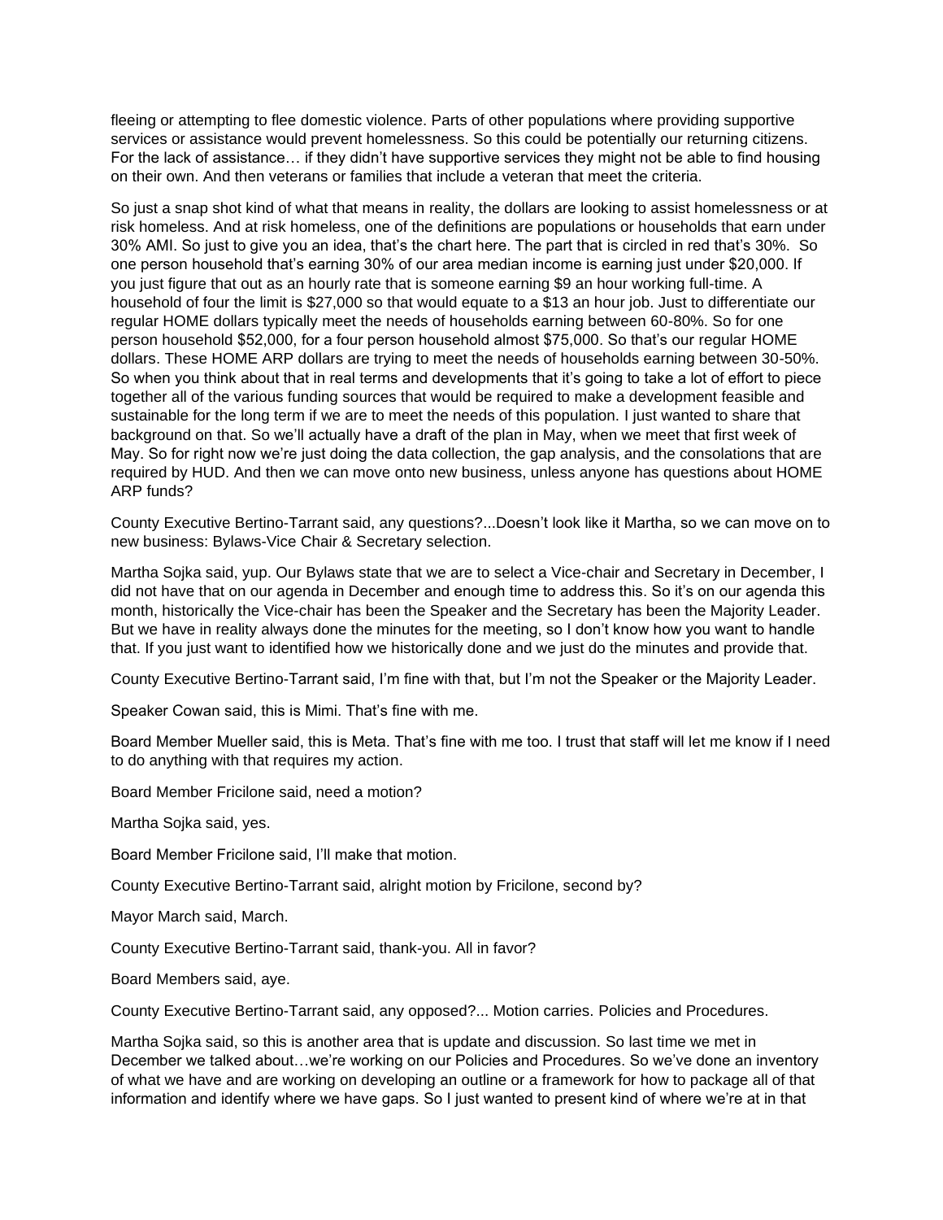fleeing or attempting to flee domestic violence. Parts of other populations where providing supportive services or assistance would prevent homelessness. So this could be potentially our returning citizens. For the lack of assistance… if they didn't have supportive services they might not be able to find housing on their own. And then veterans or families that include a veteran that meet the criteria.

So just a snap shot kind of what that means in reality, the dollars are looking to assist homelessness or at risk homeless. And at risk homeless, one of the definitions are populations or households that earn under 30% AMI. So just to give you an idea, that's the chart here. The part that is circled in red that's 30%. So one person household that's earning 30% of our area median income is earning just under $20,000. If you just figure that out as an hourly rate that is someone earning $9 an hour working full-time. A household of four the limit is $27,000 so that would equate to a $13 an hour job. Just to differentiate our regular HOME dollars typically meet the needs of households earning between 60-80%. So for one person household $52,000, for a four person household almost $75,000. So that's our regular HOME dollars. These HOME ARP dollars are trying to meet the needs of households earning between 30-50%. So when you think about that in real terms and developments that it's going to take a lot of effort to piece together all of the various funding sources that would be required to make a development feasible and sustainable for the long term if we are to meet the needs of this population. I just wanted to share that background on that. So we'll actually have a draft of the plan in May, when we meet that first week of May. So for right now we're just doing the data collection, the gap analysis, and the consolations that are required by HUD. And then we can move onto new business, unless anyone has questions about HOME ARP funds?

County Executive Bertino-Tarrant said, any questions?...Doesn't look like it Martha, so we can move on to new business: Bylaws-Vice Chair & Secretary selection.

Martha Sojka said, yup. Our Bylaws state that we are to select a Vice-chair and Secretary in December, I did not have that on our agenda in December and enough time to address this. So it's on our agenda this month, historically the Vice-chair has been the Speaker and the Secretary has been the Majority Leader. But we have in reality always done the minutes for the meeting, so I don't know how you want to handle that. If you just want to identified how we historically done and we just do the minutes and provide that.

County Executive Bertino-Tarrant said, I'm fine with that, but I'm not the Speaker or the Majority Leader.

Speaker Cowan said, this is Mimi. That's fine with me.

Board Member Mueller said, this is Meta. That's fine with me too. I trust that staff will let me know if I need to do anything with that requires my action.

Board Member Fricilone said, need a motion?

Martha Sojka said, yes.

Board Member Fricilone said, I'll make that motion.

County Executive Bertino-Tarrant said, alright motion by Fricilone, second by?

Mayor March said, March.

County Executive Bertino-Tarrant said, thank-you. All in favor?

Board Members said, aye.

County Executive Bertino-Tarrant said, any opposed?... Motion carries. Policies and Procedures.

Martha Sojka said, so this is another area that is update and discussion. So last time we met in December we talked about…we're working on our Policies and Procedures. So we've done an inventory of what we have and are working on developing an outline or a framework for how to package all of that information and identify where we have gaps. So I just wanted to present kind of where we're at in that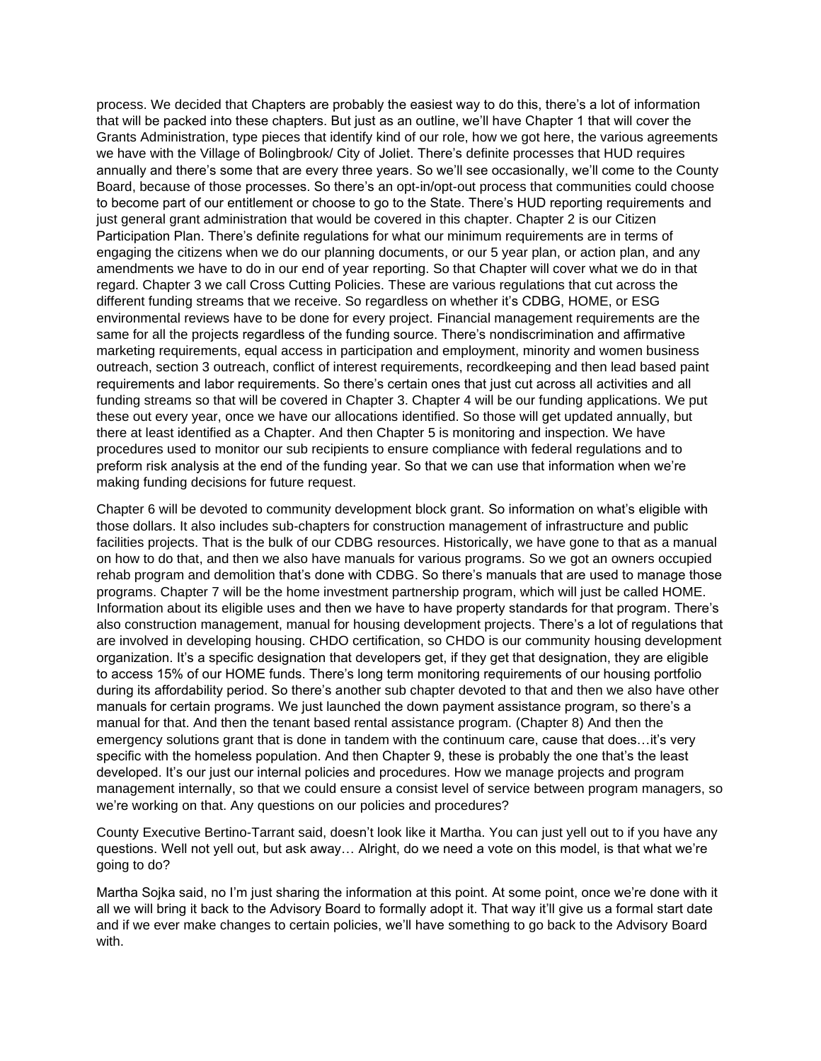process. We decided that Chapters are probably the easiest way to do this, there's a lot of information that will be packed into these chapters. But just as an outline, we'll have Chapter 1 that will cover the Grants Administration, type pieces that identify kind of our role, how we got here, the various agreements we have with the Village of Bolingbrook/ City of Joliet. There's definite processes that HUD requires annually and there's some that are every three years. So we'll see occasionally, we'll come to the County Board, because of those processes. So there's an opt-in/opt-out process that communities could choose to become part of our entitlement or choose to go to the State. There's HUD reporting requirements and just general grant administration that would be covered in this chapter. Chapter 2 is our Citizen Participation Plan. There's definite regulations for what our minimum requirements are in terms of engaging the citizens when we do our planning documents, or our 5 year plan, or action plan, and any amendments we have to do in our end of year reporting. So that Chapter will cover what we do in that regard. Chapter 3 we call Cross Cutting Policies. These are various regulations that cut across the different funding streams that we receive. So regardless on whether it's CDBG, HOME, or ESG environmental reviews have to be done for every project. Financial management requirements are the same for all the projects regardless of the funding source. There's nondiscrimination and affirmative marketing requirements, equal access in participation and employment, minority and women business outreach, section 3 outreach, conflict of interest requirements, recordkeeping and then lead based paint requirements and labor requirements. So there's certain ones that just cut across all activities and all funding streams so that will be covered in Chapter 3. Chapter 4 will be our funding applications. We put these out every year, once we have our allocations identified. So those will get updated annually, but there at least identified as a Chapter. And then Chapter 5 is monitoring and inspection. We have procedures used to monitor our sub recipients to ensure compliance with federal regulations and to preform risk analysis at the end of the funding year. So that we can use that information when we're making funding decisions for future request.

Chapter 6 will be devoted to community development block grant. So information on what's eligible with those dollars. It also includes sub-chapters for construction management of infrastructure and public facilities projects. That is the bulk of our CDBG resources. Historically, we have gone to that as a manual on how to do that, and then we also have manuals for various programs. So we got an owners occupied rehab program and demolition that's done with CDBG. So there's manuals that are used to manage those programs. Chapter 7 will be the home investment partnership program, which will just be called HOME. Information about its eligible uses and then we have to have property standards for that program. There's also construction management, manual for housing development projects. There's a lot of regulations that are involved in developing housing. CHDO certification, so CHDO is our community housing development organization. It's a specific designation that developers get, if they get that designation, they are eligible to access 15% of our HOME funds. There's long term monitoring requirements of our housing portfolio during its affordability period. So there's another sub chapter devoted to that and then we also have other manuals for certain programs. We just launched the down payment assistance program, so there's a manual for that. And then the tenant based rental assistance program. (Chapter 8) And then the emergency solutions grant that is done in tandem with the continuum care, cause that does…it's very specific with the homeless population. And then Chapter 9, these is probably the one that's the least developed. It's our just our internal policies and procedures. How we manage projects and program management internally, so that we could ensure a consist level of service between program managers, so we're working on that. Any questions on our policies and procedures?

County Executive Bertino-Tarrant said, doesn't look like it Martha. You can just yell out to if you have any questions. Well not yell out, but ask away… Alright, do we need a vote on this model, is that what we're going to do?

Martha Sojka said, no I'm just sharing the information at this point. At some point, once we're done with it all we will bring it back to the Advisory Board to formally adopt it. That way it'll give us a formal start date and if we ever make changes to certain policies, we'll have something to go back to the Advisory Board with.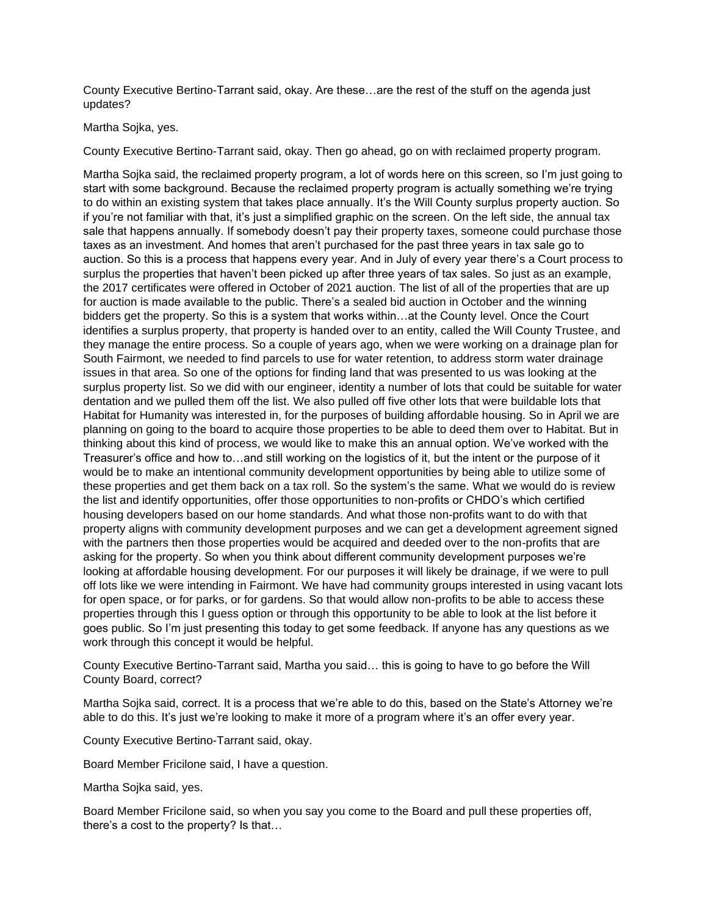County Executive Bertino-Tarrant said, okay. Are these…are the rest of the stuff on the agenda just updates?

Martha Sojka, yes.

County Executive Bertino-Tarrant said, okay. Then go ahead, go on with reclaimed property program.

Martha Sojka said, the reclaimed property program, a lot of words here on this screen, so I'm just going to start with some background. Because the reclaimed property program is actually something we're trying to do within an existing system that takes place annually. It's the Will County surplus property auction. So if you're not familiar with that, it's just a simplified graphic on the screen. On the left side, the annual tax sale that happens annually. If somebody doesn't pay their property taxes, someone could purchase those taxes as an investment. And homes that aren't purchased for the past three years in tax sale go to auction. So this is a process that happens every year. And in July of every year there's a Court process to surplus the properties that haven't been picked up after three years of tax sales. So just as an example, the 2017 certificates were offered in October of 2021 auction. The list of all of the properties that are up for auction is made available to the public. There's a sealed bid auction in October and the winning bidders get the property. So this is a system that works within…at the County level. Once the Court identifies a surplus property, that property is handed over to an entity, called the Will County Trustee, and they manage the entire process. So a couple of years ago, when we were working on a drainage plan for South Fairmont, we needed to find parcels to use for water retention, to address storm water drainage issues in that area. So one of the options for finding land that was presented to us was looking at the surplus property list. So we did with our engineer, identity a number of lots that could be suitable for water dentation and we pulled them off the list. We also pulled off five other lots that were buildable lots that Habitat for Humanity was interested in, for the purposes of building affordable housing. So in April we are planning on going to the board to acquire those properties to be able to deed them over to Habitat. But in thinking about this kind of process, we would like to make this an annual option. We've worked with the Treasurer's office and how to…and still working on the logistics of it, but the intent or the purpose of it would be to make an intentional community development opportunities by being able to utilize some of these properties and get them back on a tax roll. So the system's the same. What we would do is review the list and identify opportunities, offer those opportunities to non-profits or CHDO's which certified housing developers based on our home standards. And what those non-profits want to do with that property aligns with community development purposes and we can get a development agreement signed with the partners then those properties would be acquired and deeded over to the non-profits that are asking for the property. So when you think about different community development purposes we're looking at affordable housing development. For our purposes it will likely be drainage, if we were to pull off lots like we were intending in Fairmont. We have had community groups interested in using vacant lots for open space, or for parks, or for gardens. So that would allow non-profits to be able to access these properties through this I guess option or through this opportunity to be able to look at the list before it goes public. So I'm just presenting this today to get some feedback. If anyone has any questions as we work through this concept it would be helpful.

County Executive Bertino-Tarrant said, Martha you said… this is going to have to go before the Will County Board, correct?

Martha Sojka said, correct. It is a process that we're able to do this, based on the State's Attorney we're able to do this. It's just we're looking to make it more of a program where it's an offer every year.

County Executive Bertino-Tarrant said, okay.

Board Member Fricilone said, I have a question.

Martha Sojka said, yes.

Board Member Fricilone said, so when you say you come to the Board and pull these properties off, there's a cost to the property? Is that…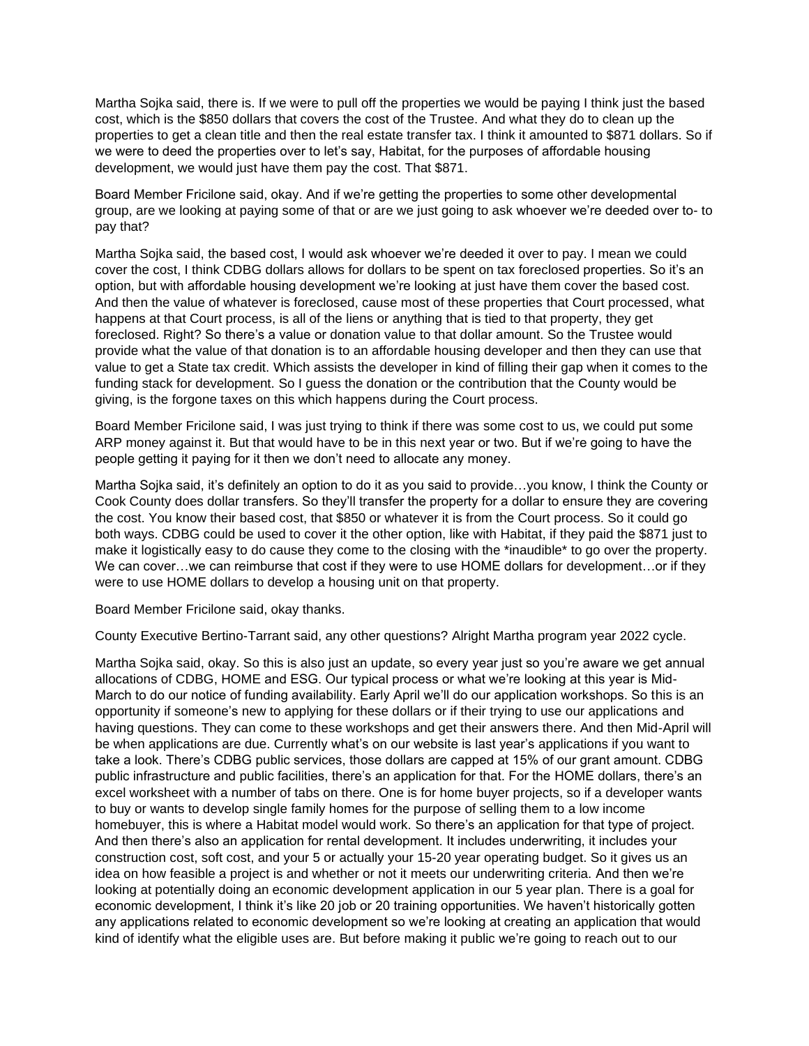Martha Sojka said, there is. If we were to pull off the properties we would be paying I think just the based cost, which is the $850 dollars that covers the cost of the Trustee. And what they do to clean up the properties to get a clean title and then the real estate transfer tax. I think it amounted to $871 dollars. So if we were to deed the properties over to let's say, Habitat, for the purposes of affordable housing development, we would just have them pay the cost. That $871.

Board Member Fricilone said, okay. And if we're getting the properties to some other developmental group, are we looking at paying some of that or are we just going to ask whoever we're deeded over to- to pay that?

Martha Sojka said, the based cost, I would ask whoever we're deeded it over to pay. I mean we could cover the cost, I think CDBG dollars allows for dollars to be spent on tax foreclosed properties. So it's an option, but with affordable housing development we're looking at just have them cover the based cost. And then the value of whatever is foreclosed, cause most of these properties that Court processed, what happens at that Court process, is all of the liens or anything that is tied to that property, they get foreclosed. Right? So there's a value or donation value to that dollar amount. So the Trustee would provide what the value of that donation is to an affordable housing developer and then they can use that value to get a State tax credit. Which assists the developer in kind of filling their gap when it comes to the funding stack for development. So I guess the donation or the contribution that the County would be giving, is the forgone taxes on this which happens during the Court process.

Board Member Fricilone said, I was just trying to think if there was some cost to us, we could put some ARP money against it. But that would have to be in this next year or two. But if we're going to have the people getting it paying for it then we don't need to allocate any money.

Martha Sojka said, it's definitely an option to do it as you said to provide…you know, I think the County or Cook County does dollar transfers. So they'll transfer the property for a dollar to ensure they are covering the cost. You know their based cost, that $850 or whatever it is from the Court process. So it could go both ways. CDBG could be used to cover it the other option, like with Habitat, if they paid the $871 just to make it logistically easy to do cause they come to the closing with the *inaudible* to go over the property. We can cover…we can reimburse that cost if they were to use HOME dollars for development…or if they were to use HOME dollars to develop a housing unit on that property.

Board Member Fricilone said, okay thanks.

County Executive Bertino-Tarrant said, any other questions? Alright Martha program year 2022 cycle.

Martha Sojka said, okay. So this is also just an update, so every year just so you're aware we get annual allocations of CDBG, HOME and ESG. Our typical process or what we're looking at this year is Mid-March to do our notice of funding availability. Early April we'll do our application workshops. So this is an opportunity if someone's new to applying for these dollars or if their trying to use our applications and having questions. They can come to these workshops and get their answers there. And then Mid-April will be when applications are due. Currently what's on our website is last year's applications if you want to take a look. There's CDBG public services, those dollars are capped at 15% of our grant amount. CDBG public infrastructure and public facilities, there's an application for that. For the HOME dollars, there's an excel worksheet with a number of tabs on there. One is for home buyer projects, so if a developer wants to buy or wants to develop single family homes for the purpose of selling them to a low income homebuyer, this is where a Habitat model would work. So there's an application for that type of project. And then there's also an application for rental development. It includes underwriting, it includes your construction cost, soft cost, and your 5 or actually your 15-20 year operating budget. So it gives us an idea on how feasible a project is and whether or not it meets our underwriting criteria. And then we're looking at potentially doing an economic development application in our 5 year plan. There is a goal for economic development, I think it's like 20 job or 20 training opportunities. We haven't historically gotten any applications related to economic development so we're looking at creating an application that would kind of identify what the eligible uses are. But before making it public we're going to reach out to our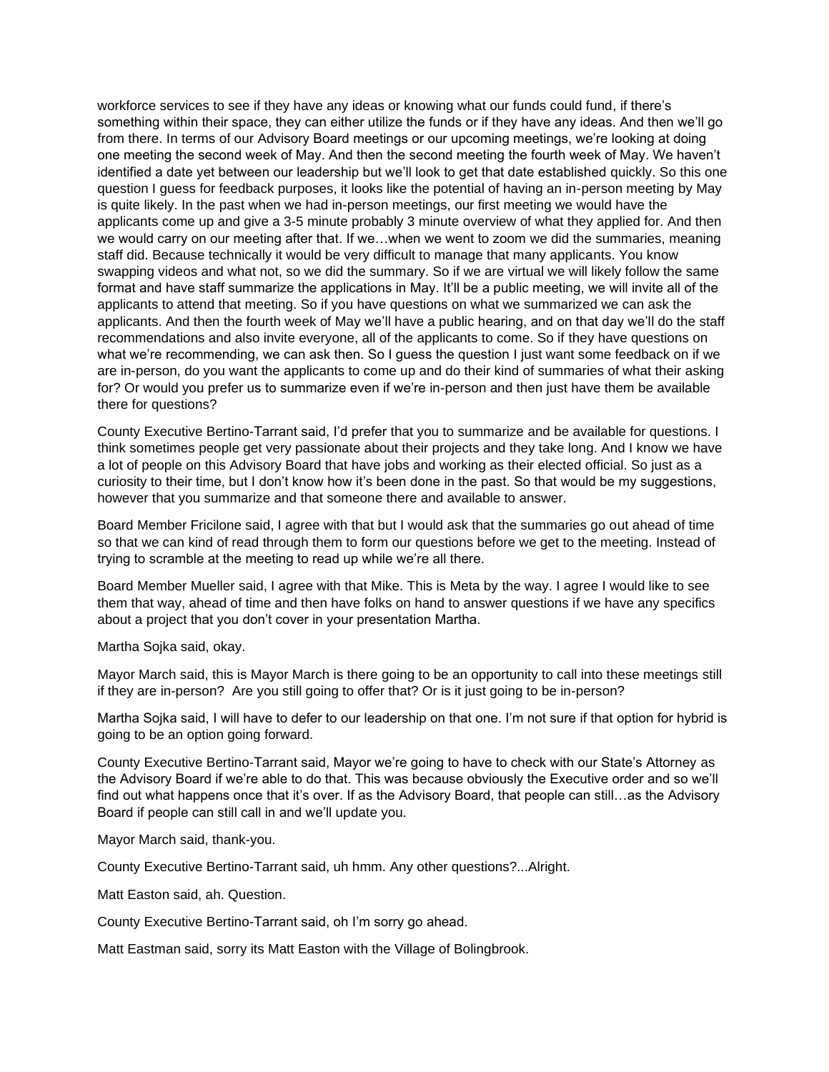workforce services to see if they have any ideas or knowing what our funds could fund, if there's something within their space, they can either utilize the funds or if they have any ideas. And then we'll go from there. In terms of our Advisory Board meetings or our upcoming meetings, we're looking at doing one meeting the second week of May. And then the second meeting the fourth week of May. We haven't identified a date yet between our leadership but we'll look to get that date established quickly. So this one question I guess for feedback purposes, it looks like the potential of having an in-person meeting by May is quite likely. In the past when we had in-person meetings, our first meeting we would have the applicants come up and give a 3-5 minute probably 3 minute overview of what they applied for. And then we would carry on our meeting after that. If we…when we went to zoom we did the summaries, meaning staff did. Because technically it would be very difficult to manage that many applicants. You know swapping videos and what not, so we did the summary. So if we are virtual we will likely follow the same format and have staff summarize the applications in May. It'll be a public meeting, we will invite all of the applicants to attend that meeting. So if you have questions on what we summarized we can ask the applicants. And then the fourth week of May we'll have a public hearing, and on that day we'll do the staff recommendations and also invite everyone, all of the applicants to come. So if they have questions on what we're recommending, we can ask then. So I guess the question I just want some feedback on if we are in-person, do you want the applicants to come up and do their kind of summaries of what their asking for? Or would you prefer us to summarize even if we're in-person and then just have them be available there for questions?

County Executive Bertino-Tarrant said, I'd prefer that you to summarize and be available for questions. I think sometimes people get very passionate about their projects and they take long. And I know we have a lot of people on this Advisory Board that have jobs and working as their elected official. So just as a curiosity to their time, but I don't know how it's been done in the past. So that would be my suggestions, however that you summarize and that someone there and available to answer.

Board Member Fricilone said, I agree with that but I would ask that the summaries go out ahead of time so that we can kind of read through them to form our questions before we get to the meeting. Instead of trying to scramble at the meeting to read up while we're all there.

Board Member Mueller said, I agree with that Mike. This is Meta by the way. I agree I would like to see them that way, ahead of time and then have folks on hand to answer questions if we have any specifics about a project that you don't cover in your presentation Martha.

Martha Sojka said, okay.

Mayor March said, this is Mayor March is there going to be an opportunity to call into these meetings still if they are in-person? Are you still going to offer that? Or is it just going to be in-person?

Martha Sojka said, I will have to defer to our leadership on that one. I'm not sure if that option for hybrid is going to be an option going forward.

County Executive Bertino-Tarrant said, Mayor we're going to have to check with our State's Attorney as the Advisory Board if we're able to do that. This was because obviously the Executive order and so we'll find out what happens once that it's over. If as the Advisory Board, that people can still…as the Advisory Board if people can still call in and we'll update you.

Mayor March said, thank-you.

County Executive Bertino-Tarrant said, uh hmm. Any other questions?...Alright.

Matt Easton said, ah. Question.

County Executive Bertino-Tarrant said, oh I'm sorry go ahead.

Matt Eastman said, sorry its Matt Easton with the Village of Bolingbrook.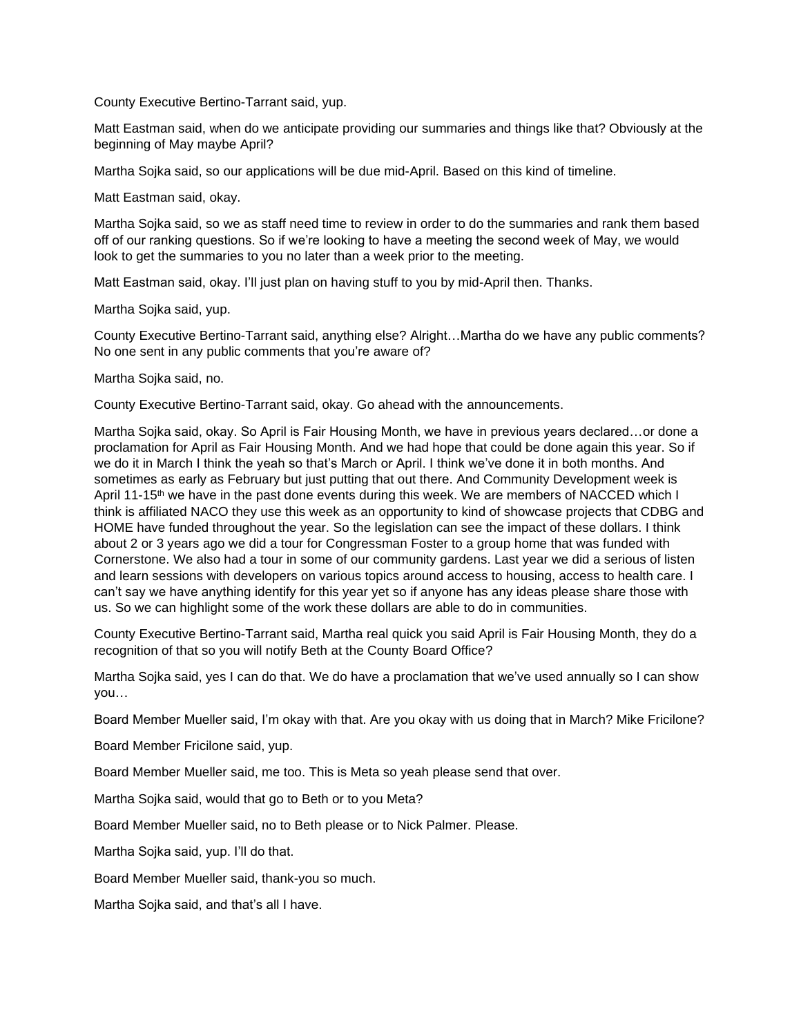County Executive Bertino-Tarrant said, yup.

Matt Eastman said, when do we anticipate providing our summaries and things like that? Obviously at the beginning of May maybe April?

Martha Sojka said, so our applications will be due mid-April. Based on this kind of timeline.

Matt Eastman said, okay.

Martha Sojka said, so we as staff need time to review in order to do the summaries and rank them based off of our ranking questions. So if we're looking to have a meeting the second week of May, we would look to get the summaries to you no later than a week prior to the meeting.

Matt Eastman said, okay. I'll just plan on having stuff to you by mid-April then. Thanks.

Martha Sojka said, yup.

County Executive Bertino-Tarrant said, anything else? Alright…Martha do we have any public comments? No one sent in any public comments that you're aware of?

Martha Sojka said, no.

County Executive Bertino-Tarrant said, okay. Go ahead with the announcements.

Martha Sojka said, okay. So April is Fair Housing Month, we have in previous years declared…or done a proclamation for April as Fair Housing Month. And we had hope that could be done again this year. So if we do it in March I think the yeah so that's March or April. I think we've done it in both months. And sometimes as early as February but just putting that out there. And Community Development week is April 11-15th we have in the past done events during this week. We are members of NACCED which I think is affiliated NACO they use this week as an opportunity to kind of showcase projects that CDBG and HOME have funded throughout the year. So the legislation can see the impact of these dollars. I think about 2 or 3 years ago we did a tour for Congressman Foster to a group home that was funded with Cornerstone. We also had a tour in some of our community gardens. Last year we did a serious of listen and learn sessions with developers on various topics around access to housing, access to health care. I can't say we have anything identify for this year yet so if anyone has any ideas please share those with us. So we can highlight some of the work these dollars are able to do in communities.

County Executive Bertino-Tarrant said, Martha real quick you said April is Fair Housing Month, they do a recognition of that so you will notify Beth at the County Board Office?

Martha Sojka said, yes I can do that. We do have a proclamation that we've used annually so I can show you…

Board Member Mueller said, I'm okay with that. Are you okay with us doing that in March? Mike Fricilone?

Board Member Fricilone said, yup.

Board Member Mueller said, me too. This is Meta so yeah please send that over.

Martha Sojka said, would that go to Beth or to you Meta?

Board Member Mueller said, no to Beth please or to Nick Palmer. Please.

Martha Sojka said, yup. I'll do that.

Board Member Mueller said, thank-you so much.

Martha Sojka said, and that's all I have.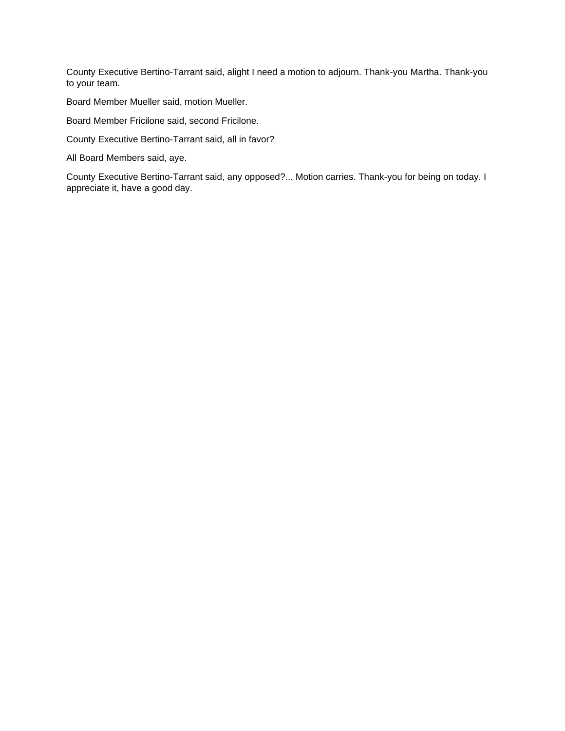County Executive Bertino-Tarrant said, alight I need a motion to adjourn. Thank-you Martha. Thank-you to your team.

Board Member Mueller said, motion Mueller.

Board Member Fricilone said, second Fricilone.

County Executive Bertino-Tarrant said, all in favor?

All Board Members said, aye.

County Executive Bertino-Tarrant said, any opposed?... Motion carries. Thank-you for being on today. I appreciate it, have a good day.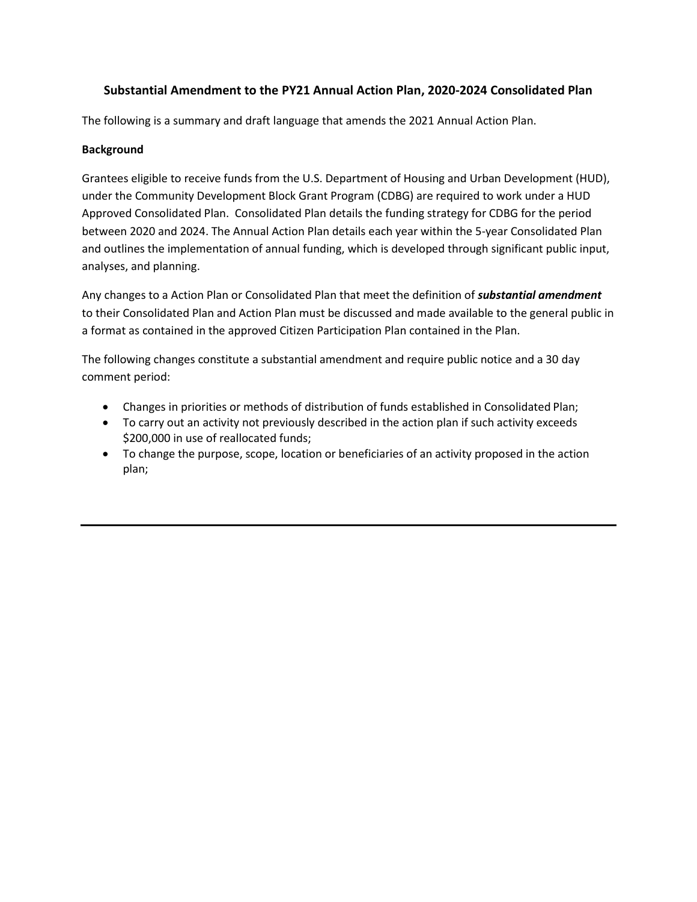## Substantial Amendment to the PY21 Annual Action Plan, 2020-2024 Consolidated Plan

The following is a summary and draft language that amends the 2021 Annual Action Plan.

**Background**

Grantees eligible to receive funds from the U.S. Department of Housing and Urban Development (HUD), under the Community Development Block Grant Program (CDBG) are required to work under a HUD Approved Consolidated Plan. Consolidated Plan details the funding strategy for CDBG for the period between 2020 and 2024. The Annual Action Plan details each year within the 5-year Consolidated Plan and outlines the implementation of annual funding, which is developed through significant public input, analyses, and planning.

Any changes to a Action Plan or Consolidated Plan that meet the definition of ***substantial amendment*** to their Consolidated Plan and Action Plan must be discussed and made available to the general public in a format as contained in the approved Citizen Participation Plan contained in the Plan.

The following changes constitute a substantial amendment and require public notice and a 30 day comment period:

- Changes in priorities or methods of distribution of funds established in Consolidated Plan;
- To carry out an activity not previously described in the action plan if such activity exceeds \$200,000 in use of reallocated funds;
- To change the purpose, scope, location or beneficiaries of an activity proposed in the action plan;

---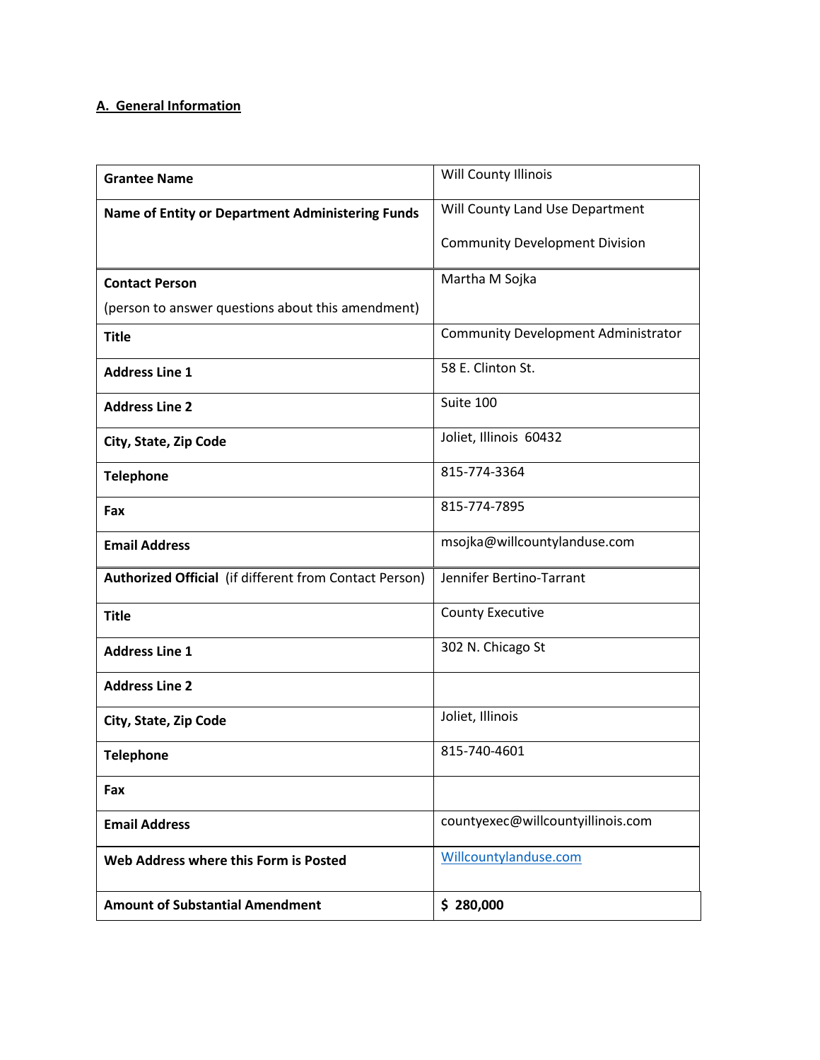**A. General Information**

| | |
|---|---|
| **Grantee Name** | Will County Illinois |
| **Name of Entity or Department Administering Funds** | Will County Land Use Department<br><br>Community Development Division |
| **Contact Person**<br><br>(person to answer questions about this amendment) | Martha M Sojka |
| **Title** | Community Development Administrator |
| **Address Line 1** | 58 E. Clinton St. |
| **Address Line 2** | Suite 100 |
| **City, State, Zip Code** | Joliet, Illinois 60432 |
| **Telephone** | 815-774-3364 |
| **Fax** | 815-774-7895 |
| **Email Address** | msojka@willcountylanduse.com |
| **Authorized Official** (if different from Contact Person) | Jennifer Bertino-Tarrant |
| **Title** | County Executive |
| **Address Line 1** | 302 N. Chicago St |
| **Address Line 2** | |
| **City, State, Zip Code** | Joliet, Illinois |
| **Telephone** | 815-740-4601 |
| **Fax** | |
| **Email Address** | countyexec@willcountyillinois.com |
| **Web Address where this Form is Posted** | Willcountylanduse.com |
| **Amount of Substantial Amendment** | **$ 280,000** |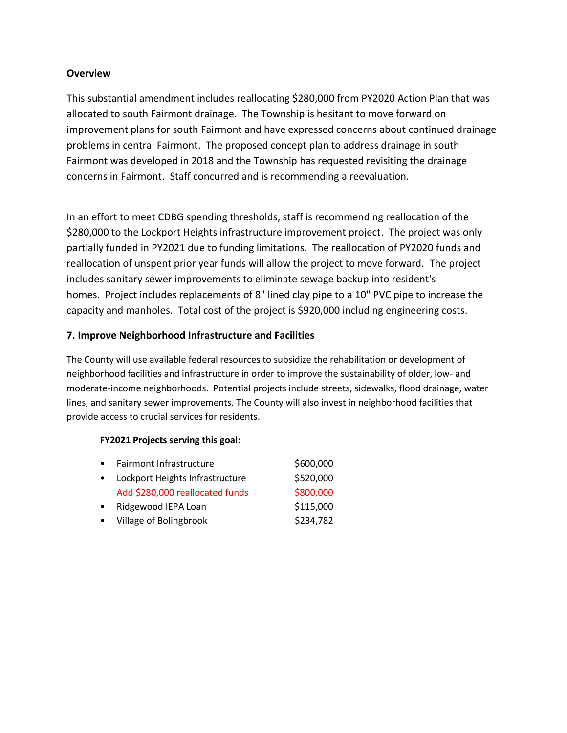**Overview**

This substantial amendment includes reallocating $280,000 from PY2020 Action Plan that was allocated to south Fairmont drainage. The Township is hesitant to move forward on improvement plans for south Fairmont and have expressed concerns about continued drainage problems in central Fairmont. The proposed concept plan to address drainage in south Fairmont was developed in 2018 and the Township has requested revisiting the drainage concerns in Fairmont. Staff concurred and is recommending a reevaluation.

In an effort to meet CDBG spending thresholds, staff is recommending reallocation of the $280,000 to the Lockport Heights infrastructure improvement project. The project was only partially funded in PY2021 due to funding limitations. The reallocation of PY2020 funds and reallocation of unspent prior year funds will allow the project to move forward. The project includes sanitary sewer improvements to eliminate sewage backup into resident's homes. Project includes replacements of 8" lined clay pipe to a 10" PVC pipe to increase the capacity and manholes. Total cost of the project is $920,000 including engineering costs.

**7. Improve Neighborhood Infrastructure and Facilities**

The County will use available federal resources to subsidize the rehabilitation or development of neighborhood facilities and infrastructure in order to improve the sustainability of older, low- and moderate-income neighborhoods. Potential projects include streets, sidewalks, flood drainage, water lines, and sanitary sewer improvements. The County will also invest in neighborhood facilities that provide access to crucial services for residents.

**FY2021 Projects serving this goal:**

- Fairmont Infrastructure $600,000
- Lockport Heights Infrastructure ~~$520,000~~
  Add $280,000 reallocated funds $800,000
- Ridgewood IEPA Loan $115,000
- Village of Bolingbrook $234,782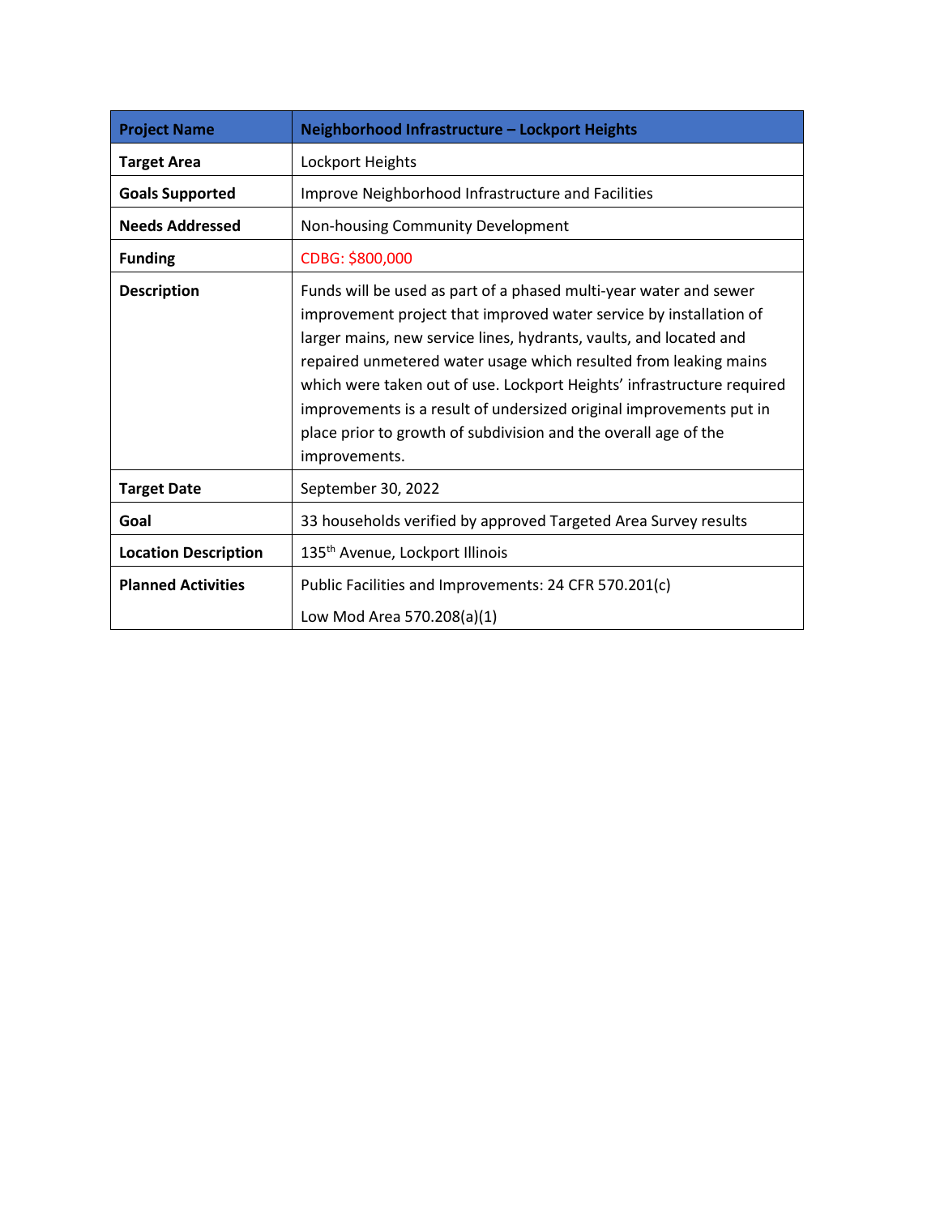| Project Name | Neighborhood Infrastructure – Lockport Heights |
|---|---|
| **Target Area** | Lockport Heights |
| **Goals Supported** | Improve Neighborhood Infrastructure and Facilities |
| **Needs Addressed** | Non-housing Community Development |
| **Funding** | CDBG: $800,000 |
| **Description** | Funds will be used as part of a phased multi-year water and sewer improvement project that improved water service by installation of larger mains, new service lines, hydrants, vaults, and located and repaired unmetered water usage which resulted from leaking mains which were taken out of use. Lockport Heights' infrastructure required improvements is a result of undersized original improvements put in place prior to growth of subdivision and the overall age of the improvements. |
| **Target Date** | September 30, 2022 |
| **Goal** | 33 households verified by approved Targeted Area Survey results |
| **Location Description** | 135th Avenue, Lockport Illinois |
| **Planned Activities** | Public Facilities and Improvements: 24 CFR 570.201(c)<br>Low Mod Area 570.208(a)(1) |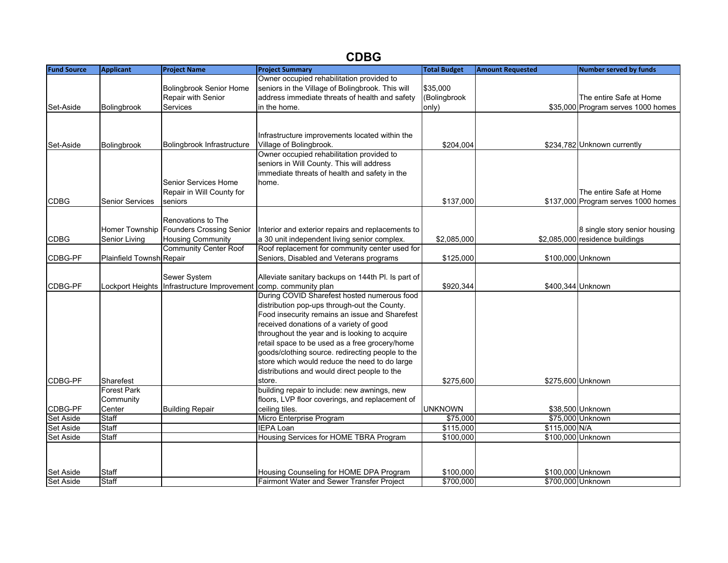# CDBG

| Fund Source | Applicant | Project Name | Project Summary | Total Budget | Amount Requested | Number served by funds |
|---|---|---|---|---|---|---|
| Set-Aside | Bolingbrook | Bolingbrook Senior Home Repair with Senior Services | Owner occupied rehabilitation provided to seniors in the Village of Bolingbrook. This will address immediate threats of health and safety in the home. | $35,000 (Bolingbrook only) | $35,000 | The entire Safe at Home Program serves 1000 homes |
| Set-Aside | Bolingbrook | Bolingbrook Infrastructure | Infrastructure improvements located within the Village of Bolingbrook. | $204,004 | $234,782 | Unknown currently |
| CDBG | Senior Services | Senior Services Home Repair in Will County for seniors | Owner occupied rehabilitation provided to seniors in Will County. This will address immediate threats of health and safety in the home. | $137,000 | $137,000 | The entire Safe at Home Program serves 1000 homes |
| CDBG | Homer Township Senior Living | Renovations to The Founders Crossing Senior Housing Community | Interior and exterior repairs and replacements to a 30 unit independent living senior complex. | $2,085,000 | $2,085,000 | 8 single story senior housing residence buildings |
| CDBG-PF | Plainfield Townsh | Community Center Roof Repair | Roof replacement for community center used for Seniors, Disabled and Veterans programs | $125,000 | $100,000 | Unknown |
| CDBG-PF | Lockport Heights | Sewer System Infrastructure Improvement | Alleviate sanitary backups on 144th Pl. Is part of comp. community plan | $920,344 | $400,344 | Unknown |
| CDBG-PF | Sharefest | | During COVID Sharefest hosted numerous food distribution pop-ups through-out the County. Food insecurity remains an issue and Sharefest received donations of a variety of good throughout the year and is looking to acquire retail space to be used as a free grocery/home goods/clothing source. redirecting people to the store which would reduce the need to do large distributions and would direct people to the store. | $275,600 | $275,600 | Unknown |
| CDBG-PF | Forest Park Community Center | Building Repair | building repair to include: new awnings, new floors, LVP floor coverings, and replacement of ceiling tiles. | UNKNOWN | $38,500 | Unknown |
| Set Aside | Staff | | Micro Enterprise Program | $75,000 | $75,000 | Unknown |
| Set Aside | Staff | | IEPA Loan | $115,000 | $115,000 | N/A |
| Set Aside | Staff | | Housing Services for HOME TBRA Program | $100,000 | $100,000 | Unknown |
| Set Aside | Staff | | Housing Counseling for HOME DPA Program | $100,000 | $100,000 | Unknown |
| Set Aside | Staff | | Fairmont Water and Sewer Transfer Project | $700,000 | $700,000 | Unknown |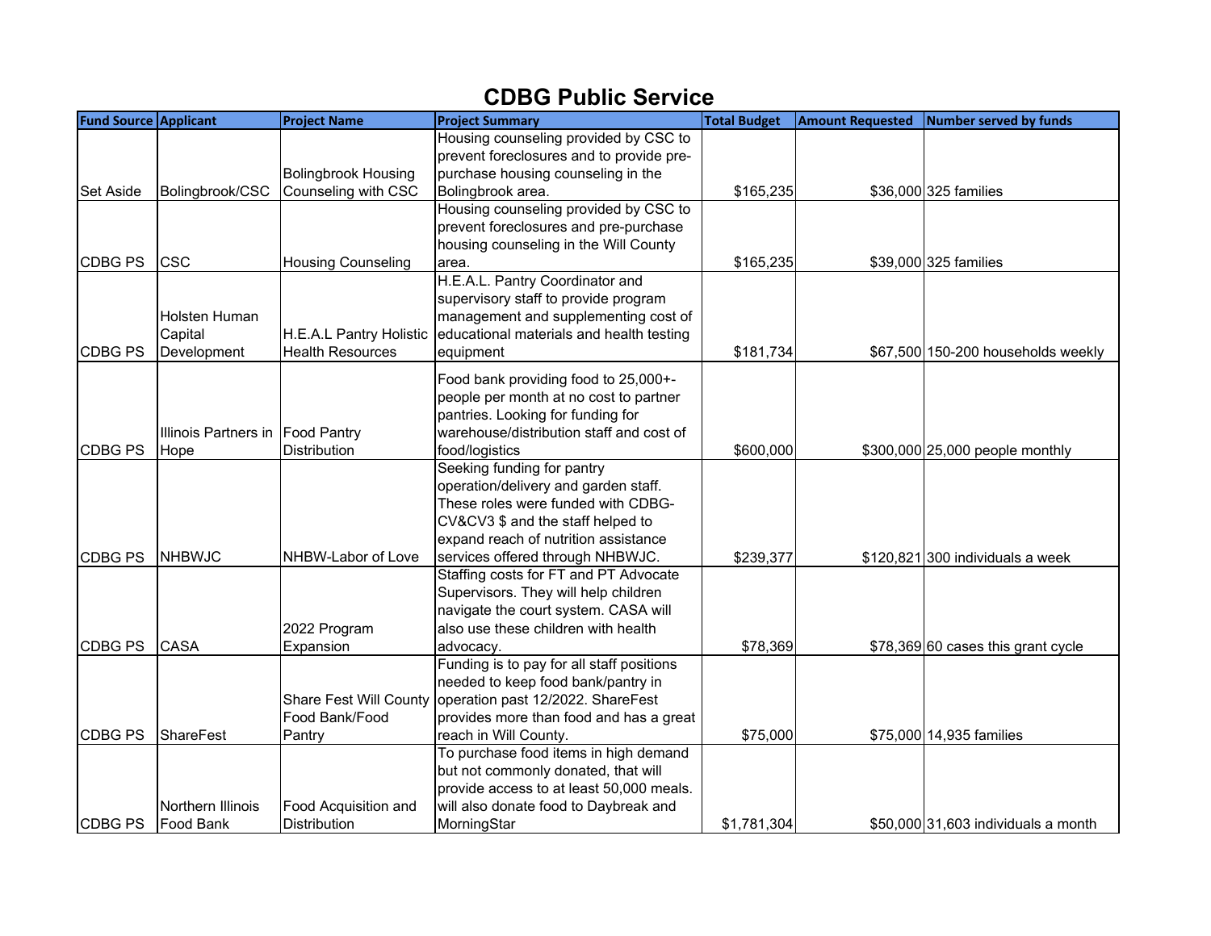# CDBG Public Service

| Fund Source | Applicant | Project Name | Project Summary | Total Budget | Amount Requested | Number served by funds |
|---|---|---|---|---|---|---|
| Set Aside | Bolingbrook/CSC | Bolingbrook Housing Counseling with CSC | Housing counseling provided by CSC to prevent foreclosures and to provide pre-purchase housing counseling in the Bolingbrook area. | $165,235 | $36,000 | 325 families |
| CDBG PS | CSC | Housing Counseling | Housing counseling provided by CSC to prevent foreclosures and pre-purchase housing counseling in the Will County area. | $165,235 | $39,000 | 325 families |
| CDBG PS | Holsten Human Capital Development | H.E.A.L Pantry Holistic Health Resources | H.E.A.L. Pantry Coordinator and supervisory staff to provide program management and supplementing cost of educational materials and health testing equipment | $181,734 | $67,500 | 150-200 households weekly |
| CDBG PS | Illinois Partners in Hope | Food Pantry Distribution | Food bank providing food to 25,000+- people per month at no cost to partner pantries. Looking for funding for warehouse/distribution staff and cost of food/logistics | $600,000 | $300,000 | 25,000 people monthly |
| CDBG PS | NHBWJC | NHBW-Labor of Love | Seeking funding for pantry operation/delivery and garden staff. These roles were funded with CDBG-CV&CV3 $ and the staff helped to expand reach of nutrition assistance services offered through NHBWJC. | $239,377 | $120,821 | 300 individuals a week |
| CDBG PS | CASA | 2022 Program Expansion | Staffing costs for FT and PT Advocate Supervisors. They will help children navigate the court system. CASA will also use these children with health advocacy. | $78,369 | $78,369 | 60 cases this grant cycle |
| CDBG PS | ShareFest | Share Fest Will County Food Bank/Food Pantry | Funding is to pay for all staff positions needed to keep food bank/pantry in operation past 12/2022. ShareFest provides more than food and has a great reach in Will County. | $75,000 | $75,000 | 14,935 families |
| CDBG PS | Northern Illinois Food Bank | Food Acquisition and Distribution | To purchase food items in high demand but not commonly donated, that will provide access to at least 50,000 meals. will also donate food to Daybreak and MorningStar | $1,781,304 | $50,000 | 31,603 individuals a month |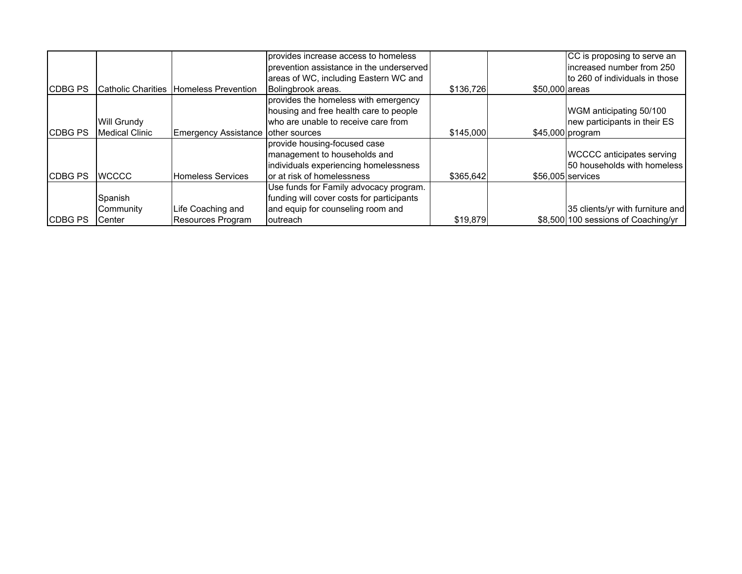| | | | | | | |
|---|---|---|---|---|---|---|
| CDBG PS | Catholic Charities | Homeless Prevention | provides increase access to homeless prevention assistance in the underserved areas of WC, including Eastern WC and Bolingbrook areas. | $136,726 | $50,000 | CC is proposing to serve an increased number from 250 to 260 of individuals in those areas |
| CDBG PS | Will Grundy Medical Clinic | Emergency Assistance | provides the homeless with emergency housing and free health care to people who are unable to receive care from other sources | $145,000 | $45,000 | WGM anticipating 50/100 new participants in their ES program |
| CDBG PS | WCCCC | Homeless Services | provide housing-focused case management to households and individuals experiencing homelessness or at risk of homelessness | $365,642 | $56,005 | WCCCC anticipates serving 50 households with homeless services |
| CDBG PS | Spanish Community Center | Life Coaching and Resources Program | Use funds for Family advocacy program. funding will cover costs for participants and equip for counseling room and outreach | $19,879 | $8,500 | 35 clients/yr with furniture and 100 sessions of Coaching/yr |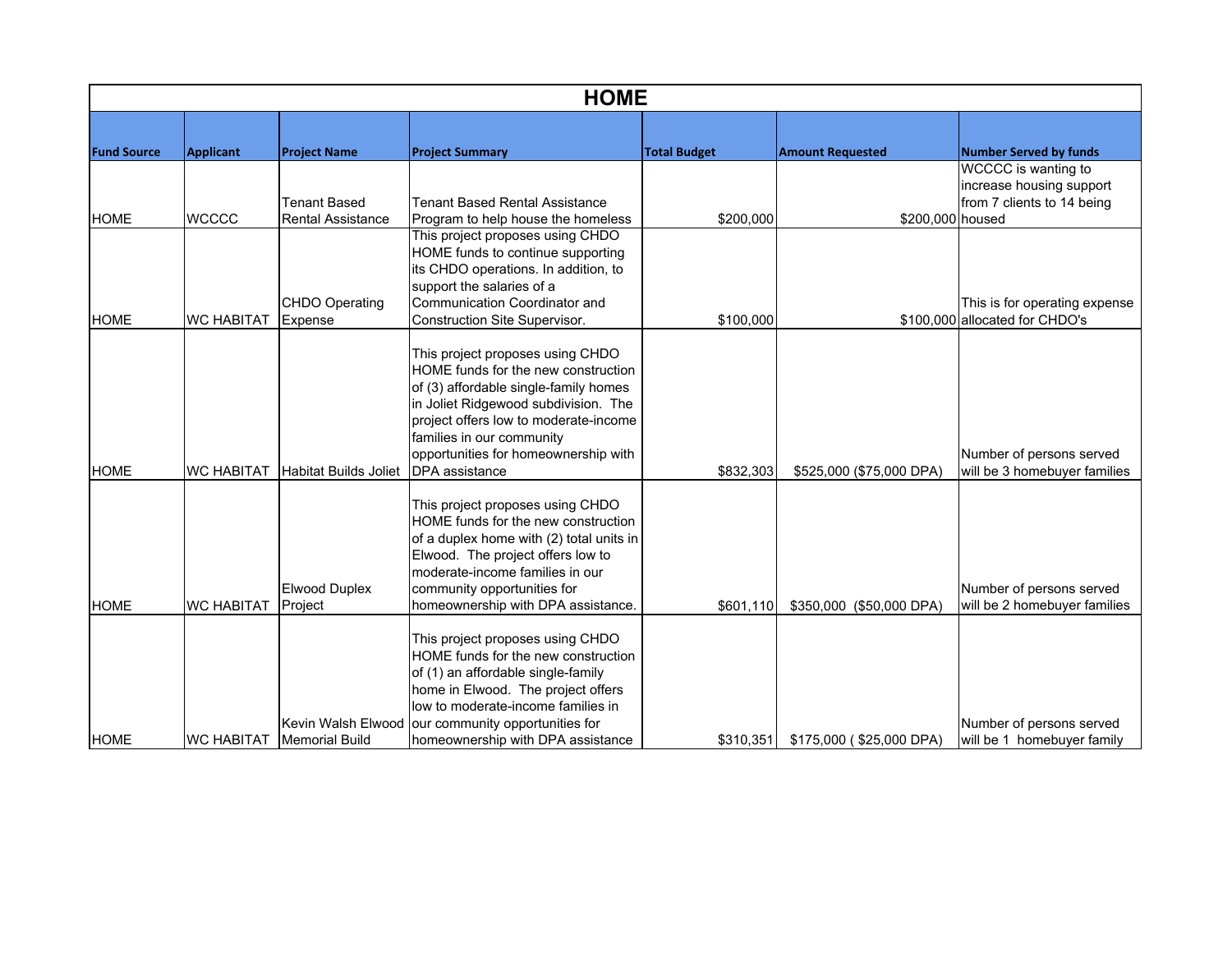| HOME | | | | | | |
|---|---|---|---|---|---|---|
| **Fund Source** | **Applicant** | **Project Name** | **Project Summary** | **Total Budget** | **Amount Requested** | **Number Served by funds** |
| HOME | WCCCC | Tenant Based Rental Assistance | Tenant Based Rental Assistance Program to help house the homeless | $200,000 | $200,000 | WCCCC is wanting to increase housing support from 7 clients to 14 being housed |
| HOME | WC HABITAT | CHDO Operating Expense | This project proposes using CHDO HOME funds to continue supporting its CHDO operations. In addition, to support the salaries of a Communication Coordinator and Construction Site Supervisor. | $100,000 | $100,000 | This is for operating expense allocated for CHDO's |
| HOME | WC HABITAT | Habitat Builds Joliet | This project proposes using CHDO HOME funds for the new construction of (3) affordable single-family homes in Joliet Ridgewood subdivision. The project offers low to moderate-income families in our community opportunities for homeownership with DPA assistance | $832,303 | $525,000 ($75,000 DPA) | Number of persons served will be 3 homebuyer families |
| HOME | WC HABITAT | Elwood Duplex Project | This project proposes using CHDO HOME funds for the new construction of a duplex home with (2) total units in Elwood. The project offers low to moderate-income families in our community opportunities for homeownership with DPA assistance. | $601,110 | $350,000 ($50,000 DPA) | Number of persons served will be 2 homebuyer families |
| HOME | WC HABITAT | Kevin Walsh Elwood Memorial Build | This project proposes using CHDO HOME funds for the new construction of (1) an affordable single-family home in Elwood. The project offers low to moderate-income families in our community opportunities for homeownership with DPA assistance | $310,351 | $175,000 ( $25,000 DPA) | Number of persons served will be 1 homebuyer family |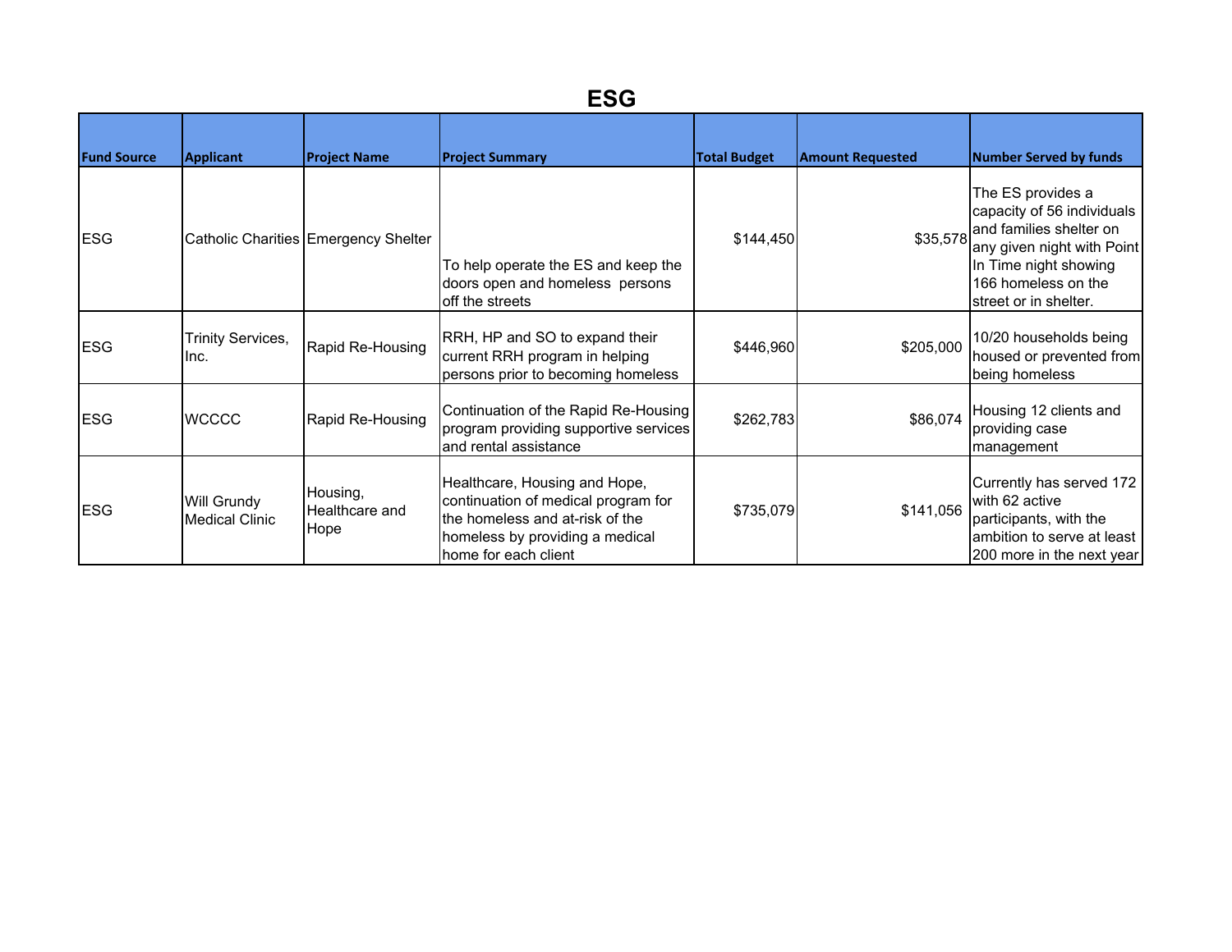# ESG

| Fund Source | Applicant | Project Name | Project Summary | Total Budget | Amount Requested | Number Served by funds |
|---|---|---|---|---|---|---|
| ESG | Catholic Charities | Emergency Shelter | To help operate the ES and keep the doors open and homeless persons off the streets | $144,450 | $35,578 | The ES provides a capacity of 56 individuals and families shelter on any given night with Point In Time night showing 166 homeless on the street or in shelter. |
| ESG | Trinity Services, Inc. | Rapid Re-Housing | RRH, HP and SO to expand their current RRH program in helping persons prior to becoming homeless | $446,960 | $205,000 | 10/20 households being housed or prevented from being homeless |
| ESG | WCCCC | Rapid Re-Housing | Continuation of the Rapid Re-Housing program providing supportive services and rental assistance | $262,783 | $86,074 | Housing 12 clients and providing case management |
| ESG | Will Grundy Medical Clinic | Housing, Healthcare and Hope | Healthcare, Housing and Hope, continuation of medical program for the homeless and at-risk of the homeless by providing a medical home for each client | $735,079 | $141,056 | Currently has served 172 with 62 active participants, with the ambition to serve at least 200 more in the next year |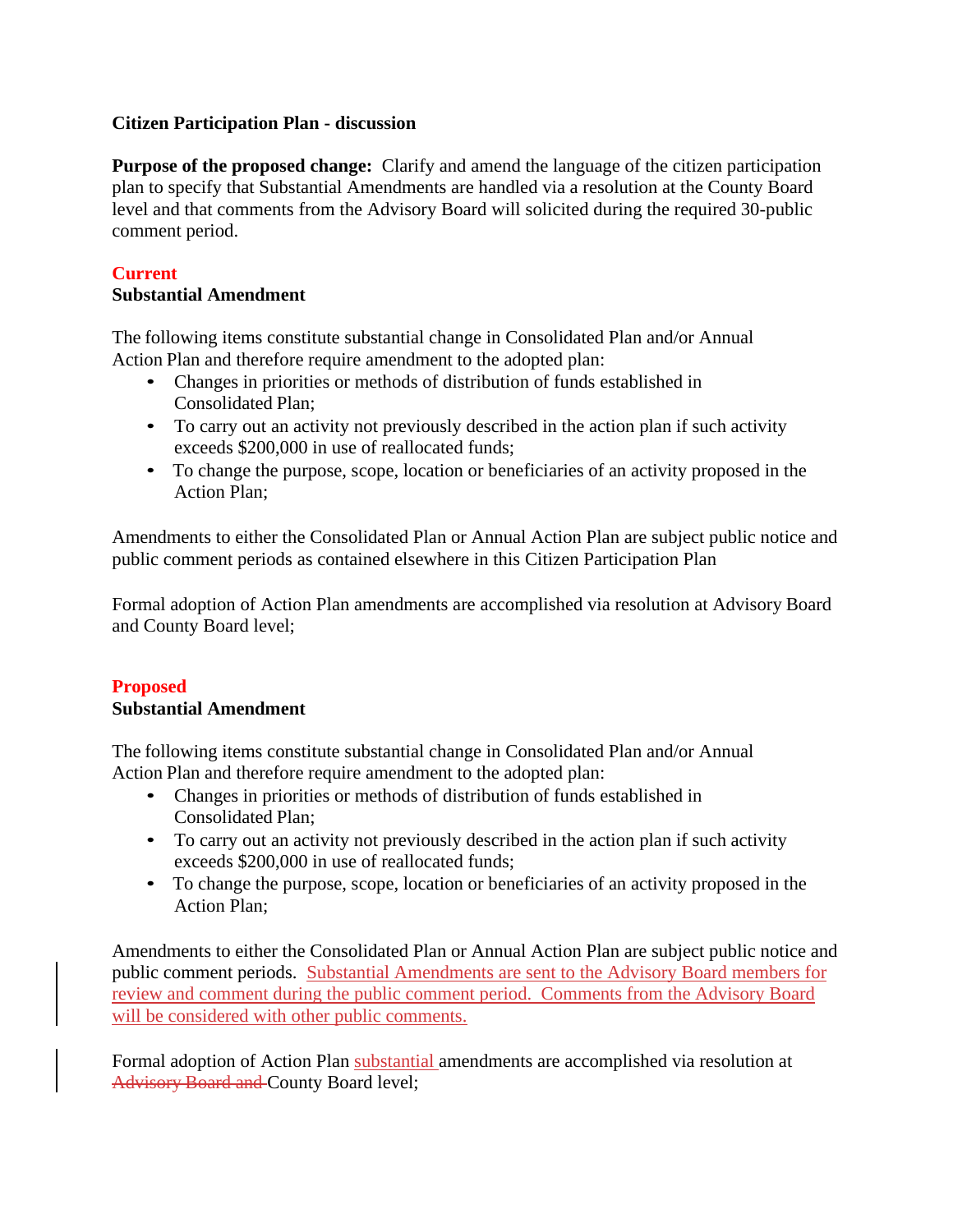**Citizen Participation Plan - discussion**

**Purpose of the proposed change:** Clarify and amend the language of the citizen participation plan to specify that Substantial Amendments are handled via a resolution at the County Board level and that comments from the Advisory Board will solicited during the required 30-public comment period.

**Current**

**Substantial Amendment**

The following items constitute substantial change in Consolidated Plan and/or Annual Action Plan and therefore require amendment to the adopted plan:

- Changes in priorities or methods of distribution of funds established in Consolidated Plan;
- To carry out an activity not previously described in the action plan if such activity exceeds $200,000 in use of reallocated funds;
- To change the purpose, scope, location or beneficiaries of an activity proposed in the Action Plan;

Amendments to either the Consolidated Plan or Annual Action Plan are subject public notice and public comment periods as contained elsewhere in this Citizen Participation Plan

Formal adoption of Action Plan amendments are accomplished via resolution at Advisory Board and County Board level;

**Proposed**

**Substantial Amendment**

The following items constitute substantial change in Consolidated Plan and/or Annual Action Plan and therefore require amendment to the adopted plan:

- Changes in priorities or methods of distribution of funds established in Consolidated Plan;
- To carry out an activity not previously described in the action plan if such activity exceeds $200,000 in use of reallocated funds;
- To change the purpose, scope, location or beneficiaries of an activity proposed in the Action Plan;

Amendments to either the Consolidated Plan or Annual Action Plan are subject public notice and public comment periods. Substantial Amendments are sent to the Advisory Board members for review and comment during the public comment period. Comments from the Advisory Board will be considered with other public comments.

Formal adoption of Action Plan substantial amendments are accomplished via resolution at ~~Advisory Board and~~ County Board level;